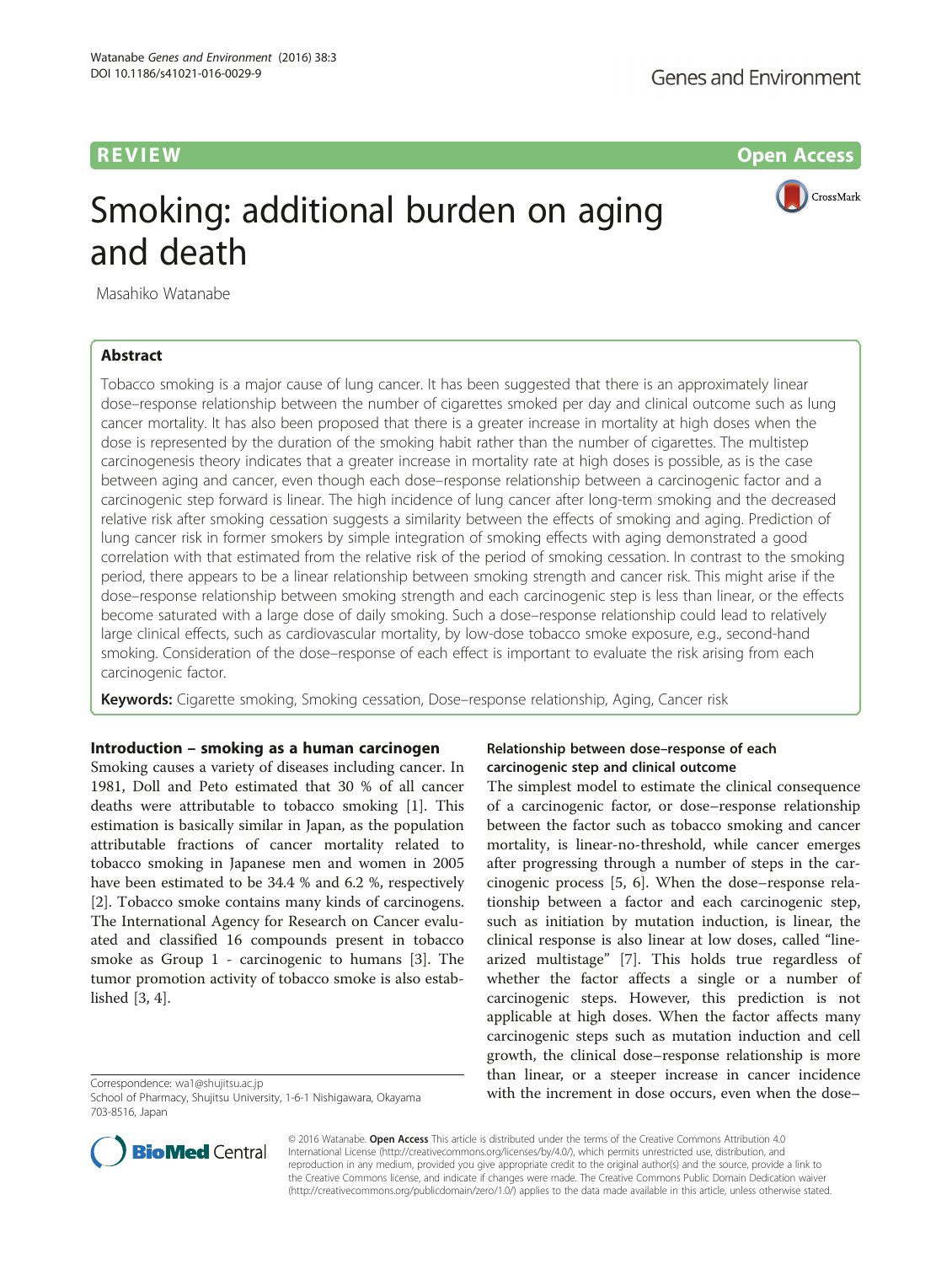REVIEW

Open Access

# Smoking: additional burden on aging and death

Masahiko Watanabe

## Abstract

Tobacco smoking is a major cause of lung cancer. It has been suggested that there is an approximately linear dose–response relationship between the number of cigarettes smoked per day and clinical outcome such as lung cancer mortality. It has also been proposed that there is a greater increase in mortality at high doses when the dose is represented by the duration of the smoking habit rather than the number of cigarettes. The multistep carcinogenesis theory indicates that a greater increase in mortality rate at high doses is possible, as is the case between aging and cancer, even though each dose–response relationship between a carcinogenic factor and a carcinogenic step forward is linear. The high incidence of lung cancer after long-term smoking and the decreased relative risk after smoking cessation suggests a similarity between the effects of smoking and aging. Prediction of lung cancer risk in former smokers by simple integration of smoking effects with aging demonstrated a good correlation with that estimated from the relative risk of the period of smoking cessation. In contrast to the smoking period, there appears to be a linear relationship between smoking strength and cancer risk. This might arise if the dose–response relationship between smoking strength and each carcinogenic step is less than linear, or the effects become saturated with a large dose of daily smoking. Such a dose–response relationship could lead to relatively large clinical effects, such as cardiovascular mortality, by low-dose tobacco smoke exposure, e.g., second-hand smoking. Consideration of the dose–response of each effect is important to evaluate the risk arising from each carcinogenic factor.

**Keywords:** Cigarette smoking, Smoking cessation, Dose–response relationship, Aging, Cancer risk

## Introduction – smoking as a human carcinogen

Smoking causes a variety of diseases including cancer. In 1981, Doll and Peto estimated that 30 % of all cancer deaths were attributable to tobacco smoking [1]. This estimation is basically similar in Japan, as the population attributable fractions of cancer mortality related to tobacco smoking in Japanese men and women in 2005 have been estimated to be 34.4 % and 6.2 %, respectively [2]. Tobacco smoke contains many kinds of carcinogens. The International Agency for Research on Cancer evaluated and classified 16 compounds present in tobacco smoke as Group 1 - carcinogenic to humans [3]. The tumor promotion activity of tobacco smoke is also established [3, 4].

## Relationship between dose–response of each carcinogenic step and clinical outcome

The simplest model to estimate the clinical consequence of a carcinogenic factor, or dose–response relationship between the factor such as tobacco smoking and cancer mortality, is linear-no-threshold, while cancer emerges after progressing through a number of steps in the carcinogenic process [5, 6]. When the dose–response relationship between a factor and each carcinogenic step, such as initiation by mutation induction, is linear, the clinical response is also linear at low doses, called "linearized multistage" [7]. This holds true regardless of whether the factor affects a single or a number of carcinogenic steps. However, this prediction is not applicable at high doses. When the factor affects many carcinogenic steps such as mutation induction and cell growth, the clinical dose–response relationship is more than linear, or a steeper increase in cancer incidence with the increment in dose occurs, even when the dose–

Correspondence: wa1@shujitsu.ac.jp
School of Pharmacy, Shujitsu University, 1-6-1 Nishigawara, Okayama 703-8516, Japan

© 2016 Watanabe. **Open Access** This article is distributed under the terms of the Creative Commons Attribution 4.0 International License (http://creativecommons.org/licenses/by/4.0/), which permits unrestricted use, distribution, and reproduction in any medium, provided you give appropriate credit to the original author(s) and the source, provide a link to the Creative Commons license, and indicate if changes were made. The Creative Commons Public Domain Dedication waiver (http://creativecommons.org/publicdomain/zero/1.0/) applies to the data made available in this article, unless otherwise stated.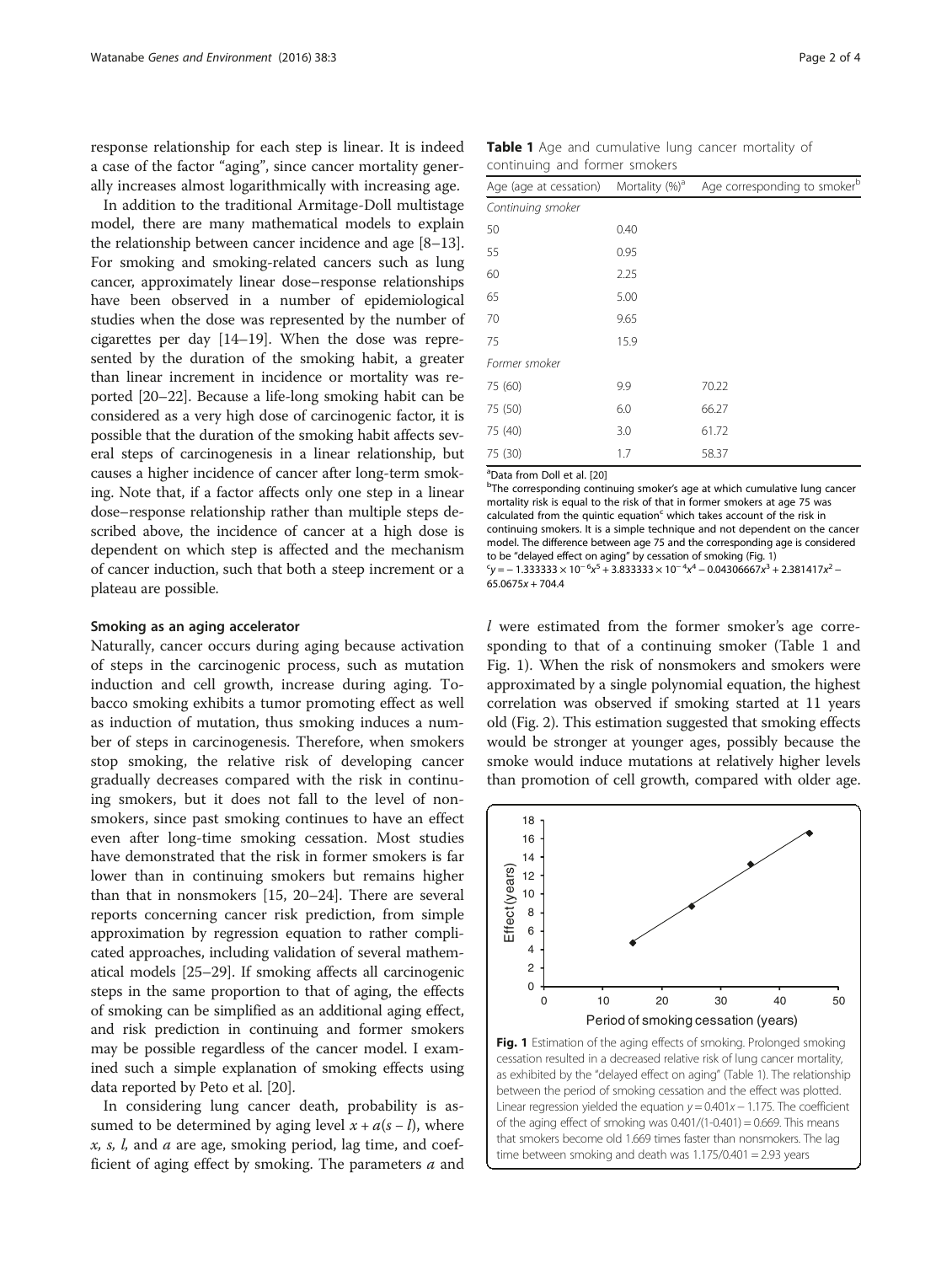response relationship for each step is linear. It is indeed a case of the factor "aging", since cancer mortality generally increases almost logarithmically with increasing age.

In addition to the traditional Armitage-Doll multistage model, there are many mathematical models to explain the relationship between cancer incidence and age [8–13]. For smoking and smoking-related cancers such as lung cancer, approximately linear dose–response relationships have been observed in a number of epidemiological studies when the dose was represented by the number of cigarettes per day [14–19]. When the dose was represented by the duration of the smoking habit, a greater than linear increment in incidence or mortality was reported [20–22]. Because a life-long smoking habit can be considered as a very high dose of carcinogenic factor, it is possible that the duration of the smoking habit affects several steps of carcinogenesis in a linear relationship, but causes a higher incidence of cancer after long-term smoking. Note that, if a factor affects only one step in a linear dose–response relationship rather than multiple steps described above, the incidence of cancer at a high dose is dependent on which step is affected and the mechanism of cancer induction, such that both a steep increment or a plateau are possible.

### Smoking as an aging accelerator

Naturally, cancer occurs during aging because activation of steps in the carcinogenic process, such as mutation induction and cell growth, increase during aging. Tobacco smoking exhibits a tumor promoting effect as well as induction of mutation, thus smoking induces a number of steps in carcinogenesis. Therefore, when smokers stop smoking, the relative risk of developing cancer gradually decreases compared with the risk in continuing smokers, but it does not fall to the level of nonsmokers, since past smoking continues to have an effect even after long-time smoking cessation. Most studies have demonstrated that the risk in former smokers is far lower than in continuing smokers but remains higher than that in nonsmokers [15, 20–24]. There are several reports concerning cancer risk prediction, from simple approximation by regression equation to rather complicated approaches, including validation of several mathematical models [25–29]. If smoking affects all carcinogenic steps in the same proportion to that of aging, the effects of smoking can be simplified as an additional aging effect, and risk prediction in continuing and former smokers may be possible regardless of the cancer model. I examined such a simple explanation of smoking effects using data reported by Peto et al. [20].

In considering lung cancer death, probability is assumed to be determined by aging level $x + a(s - l)$, where $x$, $s$, $l$, and $a$ are age, smoking period, lag time, and coefficient of aging effect by smoking. The parameters $a$ and $l$ were estimated from the former smoker's age corresponding to that of a continuing smoker (Table 1 and Fig. 1). When the risk of nonsmokers and smokers were approximated by a single polynomial equation, the highest correlation was observed if smoking started at 11 years old (Fig. 2). This estimation suggested that smoking effects would be stronger at younger ages, possibly because the smoke would induce mutations at relatively higher levels than promotion of cell growth, compared with older age.

**Table 1** Age and cumulative lung cancer mortality of continuing and former smokers

| Age (age at cessation) | Mortality (%)[a] | Age corresponding to smoker[b] |
|---|---|---|
| *Continuing smoker* | | |
| 50 | 0.40 | |
| 55 | 0.95 | |
| 60 | 2.25 | |
| 65 | 5.00 | |
| 70 | 9.65 | |
| 75 | 15.9 | |
| *Former smoker* | | |
| 75 (60) | 9.9 | 70.22 |
| 75 (50) | 6.0 | 66.27 |
| 75 (40) | 3.0 | 61.72 |
| 75 (30) | 1.7 | 58.37 |

[a]Data from Doll et al. [20]

[b]The corresponding continuing smoker's age at which cumulative lung cancer mortality risk is equal to the risk of that in former smokers at age 75 was calculated from the quintic equation[c] which takes account of the risk in continuing smokers. It is a simple technique and not dependent on the cancer model. The difference between age 75 and the corresponding age is considered to be "delayed effect on aging" by cessation of smoking (Fig. 1)

[c]$y = -1.333333 \times 10^{-6}x^5 + 3.833333 \times 10^{-4}x^4 - 0.04306667x^3 + 2.381417x^2 - 65.0675x + 704.4$

Effect (years)
0
2
4
6
8
10
12
14
16
18
0
10
20
30
40
50
Period of smoking cessation (years)

**Fig. 1** Estimation of the aging effects of smoking. Prolonged smoking cessation resulted in a decreased relative risk of lung cancer mortality, as exhibited by the "delayed effect on aging" (Table 1). The relationship between the period of smoking cessation and the effect was plotted. Linear regression yielded the equation $y = 0.401x - 1.175$. The coefficient of the aging effect of smoking was $0.401/(1\text{-}0.401) = 0.669$. This means that smokers become old 1.669 times faster than nonsmokers. The lag time between smoking and death was $1.175/0.401 = 2.93$ years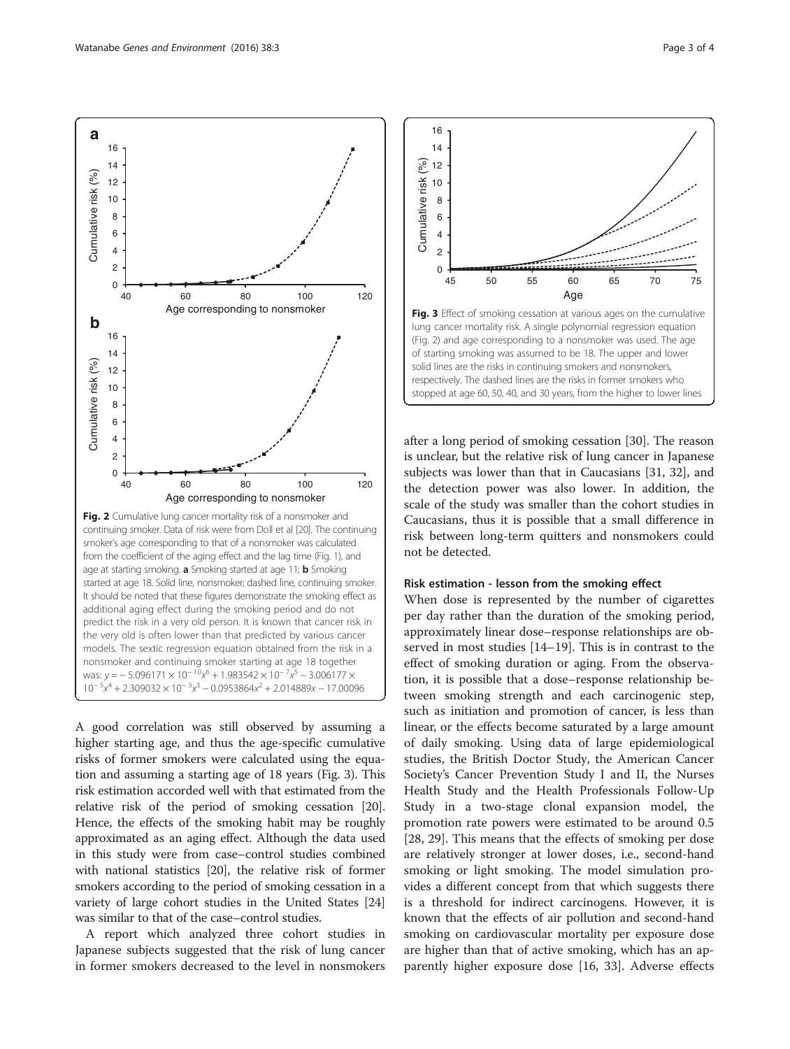**Fig. 2** Cumulative lung cancer mortality risk of a nonsmoker and continuing smoker. Data of risk were from Doll et al [20]. The continuing smoker's age corresponding to that of a nonsmoker was calculated from the coefficient of the aging effect and the lag time (Fig. 1), and age at starting smoking. **a** Smoking started at age 11; **b** Smoking started at age 18. Solid line, nonsmoker; dashed line, continuing smoker. It should be noted that these figures demonstrate the smoking effect as additional aging effect during the smoking period and do not predict the risk in a very old person. It is known that cancer risk in the very old is often lower than that predicted by various cancer models. The sextic regression equation obtained from the risk in a nonsmoker and continuing smoker starting at age 18 together was: $y = -5.096171 \times 10^{-10}x^6 + 1.983542 \times 10^{-7}x^5 - 3.006177 \times 10^{-5}x^4 + 2.309032 \times 10^{-3}x^3 - 0.0953864x^2 + 2.014889x - 17.00096$

**Fig. 3** Effect of smoking cessation at various ages on the cumulative lung cancer mortality risk. A single polynomial regression equation (Fig. 2) and age corresponding to a nonsmoker was used. The age of starting smoking was assumed to be 18. The upper and lower solid lines are the risks in continuing smokers and nonsmokers, respectively. The dashed lines are the risks in former smokers who stopped at age 60, 50, 40, and 30 years, from the higher to lower lines

A good correlation was still observed by assuming a higher starting age, and thus the age-specific cumulative risks of former smokers were calculated using the equation and assuming a starting age of 18 years (Fig. 3). This risk estimation accorded well with that estimated from the relative risk of the period of smoking cessation [20]. Hence, the effects of the smoking habit may be roughly approximated as an aging effect. Although the data used in this study were from case–control studies combined with national statistics [20], the relative risk of former smokers according to the period of smoking cessation in a variety of large cohort studies in the United States [24] was similar to that of the case–control studies.

A report which analyzed three cohort studies in Japanese subjects suggested that the risk of lung cancer in former smokers decreased to the level in nonsmokers after a long period of smoking cessation [30]. The reason is unclear, but the relative risk of lung cancer in Japanese subjects was lower than that in Caucasians [31, 32], and the detection power was also lower. In addition, the scale of the study was smaller than the cohort studies in Caucasians, thus it is possible that a small difference in risk between long-term quitters and nonsmokers could not be detected.

#### Risk estimation - lesson from the smoking effect

When dose is represented by the number of cigarettes per day rather than the duration of the smoking period, approximately linear dose–response relationships are observed in most studies [14–19]. This is in contrast to the effect of smoking duration or aging. From the observation, it is possible that a dose–response relationship between smoking strength and each carcinogenic step, such as initiation and promotion of cancer, is less than linear, or the effects become saturated by a large amount of daily smoking. Using data of large epidemiological studies, the British Doctor Study, the American Cancer Society's Cancer Prevention Study I and II, the Nurses Health Study and the Health Professionals Follow-Up Study in a two-stage clonal expansion model, the promotion rate powers were estimated to be around 0.5 [28, 29]. This means that the effects of smoking per dose are relatively stronger at lower doses, i.e., second-hand smoking or light smoking. The model simulation provides a different concept from that which suggests there is a threshold for indirect carcinogens. However, it is known that the effects of air pollution and second-hand smoking on cardiovascular mortality per exposure dose are higher than that of active smoking, which has an apparently higher exposure dose [16, 33]. Adverse effects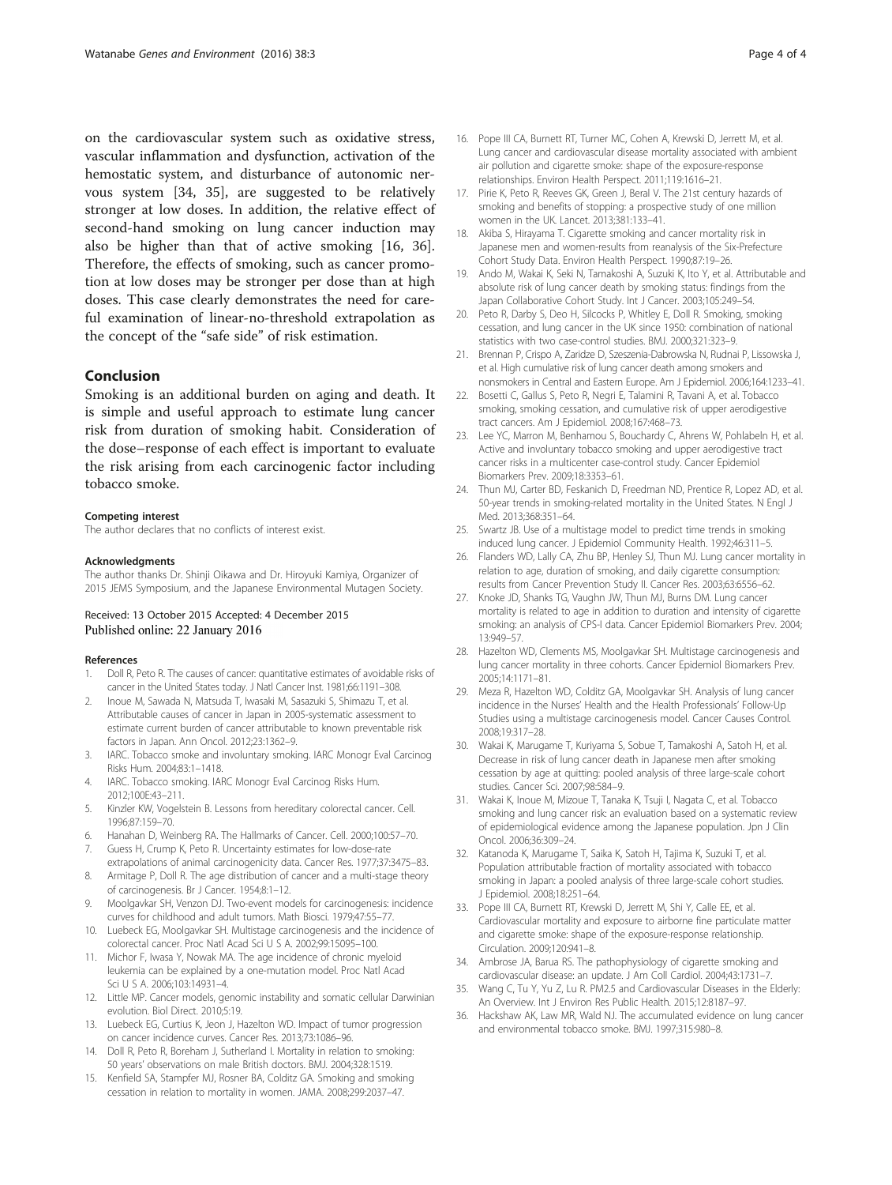on the cardiovascular system such as oxidative stress, vascular inflammation and dysfunction, activation of the hemostatic system, and disturbance of autonomic nervous system [34, 35], are suggested to be relatively stronger at low doses. In addition, the relative effect of second-hand smoking on lung cancer induction may also be higher than that of active smoking [16, 36]. Therefore, the effects of smoking, such as cancer promotion at low doses may be stronger per dose than at high doses. This case clearly demonstrates the need for careful examination of linear-no-threshold extrapolation as the concept of the "safe side" of risk estimation.

## Conclusion

Smoking is an additional burden on aging and death. It is simple and useful approach to estimate lung cancer risk from duration of smoking habit. Consideration of the dose–response of each effect is important to evaluate the risk arising from each carcinogenic factor including tobacco smoke.

#### Competing interest

The author declares that no conflicts of interest exist.

#### Acknowledgments

The author thanks Dr. Shinji Oikawa and Dr. Hiroyuki Kamiya, Organizer of 2015 JEMS Symposium, and the Japanese Environmental Mutagen Society.

Received: 13 October 2015 Accepted: 4 December 2015
Published online: 22 January 2016

#### References

1. Doll R, Peto R. The causes of cancer: quantitative estimates of avoidable risks of cancer in the United States today. J Natl Cancer Inst. 1981;66:1191–308.
2. Inoue M, Sawada N, Matsuda T, Iwasaki M, Sasazuki S, Shimazu T, et al. Attributable causes of cancer in Japan in 2005-systematic assessment to estimate current burden of cancer attributable to known preventable risk factors in Japan. Ann Oncol. 2012;23:1362–9.
3. IARC. Tobacco smoke and involuntary smoking. IARC Monogr Eval Carcinog Risks Hum. 2004;83:1–1418.
4. IARC. Tobacco smoking. IARC Monogr Eval Carcinog Risks Hum. 2012;100E:43–211.
5. Kinzler KW, Vogelstein B. Lessons from hereditary colorectal cancer. Cell. 1996;87:159–70.
6. Hanahan D, Weinberg RA. The Hallmarks of Cancer. Cell. 2000;100:57–70.
7. Guess H, Crump K, Peto R. Uncertainty estimates for low-dose-rate extrapolations of animal carcinogenicity data. Cancer Res. 1977;37:3475–83.
8. Armitage P, Doll R. The age distribution of cancer and a multi-stage theory of carcinogenesis. Br J Cancer. 1954;8:1–12.
9. Moolgavkar SH, Venzon DJ. Two-event models for carcinogenesis: incidence curves for childhood and adult tumors. Math Biosci. 1979;47:55–77.
10. Luebeck EG, Moolgavkar SH. Multistage carcinogenesis and the incidence of colorectal cancer. Proc Natl Acad Sci U S A. 2002;99:15095–100.
11. Michor F, Iwasa Y, Nowak MA. The age incidence of chronic myeloid leukemia can be explained by a one-mutation model. Proc Natl Acad Sci U S A. 2006;103:14931–4.
12. Little MP. Cancer models, genomic instability and somatic cellular Darwinian evolution. Biol Direct. 2010;5:19.
13. Luebeck EG, Curtius K, Jeon J, Hazelton WD. Impact of tumor progression on cancer incidence curves. Cancer Res. 2013;73:1086–96.
14. Doll R, Peto R, Boreham J, Sutherland I. Mortality in relation to smoking: 50 years' observations on male British doctors. BMJ. 2004;328:1519.
15. Kenfield SA, Stampfer MJ, Rosner BA, Colditz GA. Smoking and smoking cessation in relation to mortality in women. JAMA. 2008;299:2037–47.
16. Pope III CA, Burnett RT, Turner MC, Cohen A, Krewski D, Jerrett M, et al. Lung cancer and cardiovascular disease mortality associated with ambient air pollution and cigarette smoke: shape of the exposure-response relationships. Environ Health Perspect. 2011;119:1616–21.
17. Pirie K, Peto R, Reeves GK, Green J, Beral V. The 21st century hazards of smoking and benefits of stopping: a prospective study of one million women in the UK. Lancet. 2013;381:133–41.
18. Akiba S, Hirayama T. Cigarette smoking and cancer mortality risk in Japanese men and women-results from reanalysis of the Six-Prefecture Cohort Study Data. Environ Health Perspect. 1990;87:19–26.
19. Ando M, Wakai K, Seki N, Tamakoshi A, Suzuki K, Ito Y, et al. Attributable and absolute risk of lung cancer death by smoking status: findings from the Japan Collaborative Cohort Study. Int J Cancer. 2003;105:249–54.
20. Peto R, Darby S, Deo H, Silcocks P, Whitley E, Doll R. Smoking, smoking cessation, and lung cancer in the UK since 1950: combination of national statistics with two case-control studies. BMJ. 2000;321:323–9.
21. Brennan P, Crispo A, Zaridze D, Szeszenia-Dabrowska N, Rudnai P, Lissowska J, et al. High cumulative risk of lung cancer death among smokers and nonsmokers in Central and Eastern Europe. Am J Epidemiol. 2006;164:1233–41.
22. Bosetti C, Gallus S, Peto R, Negri E, Talamini R, Tavani A, et al. Tobacco smoking, smoking cessation, and cumulative risk of upper aerodigestive tract cancers. Am J Epidemiol. 2008;167:468–73.
23. Lee YC, Marron M, Benhamou S, Bouchardy C, Ahrens W, Pohlabeln H, et al. Active and involuntary tobacco smoking and upper aerodigestive tract cancer risks in a multicenter case-control study. Cancer Epidemiol Biomarkers Prev. 2009;18:3353–61.
24. Thun MJ, Carter BD, Feskanich D, Freedman ND, Prentice R, Lopez AD, et al. 50-year trends in smoking-related mortality in the United States. N Engl J Med. 2013;368:351–64.
25. Swartz JB. Use of a multistage model to predict time trends in smoking induced lung cancer. J Epidemiol Community Health. 1992;46:311–5.
26. Flanders WD, Lally CA, Zhu BP, Henley SJ, Thun MJ. Lung cancer mortality in relation to age, duration of smoking, and daily cigarette consumption: results from Cancer Prevention Study II. Cancer Res. 2003;63:6556–62.
27. Knoke JD, Shanks TG, Vaughn JW, Thun MJ, Burns DM. Lung cancer mortality is related to age in addition to duration and intensity of cigarette smoking: an analysis of CPS-I data. Cancer Epidemiol Biomarkers Prev. 2004;13:949–57.
28. Hazelton WD, Clements MS, Moolgavkar SH. Multistage carcinogenesis and lung cancer mortality in three cohorts. Cancer Epidemiol Biomarkers Prev. 2005;14:1171–81.
29. Meza R, Hazelton WD, Colditz GA, Moolgavkar SH. Analysis of lung cancer incidence in the Nurses' Health and the Health Professionals' Follow-Up Studies using a multistage carcinogenesis model. Cancer Causes Control. 2008;19:317–28.
30. Wakai K, Marugame T, Kuriyama S, Sobue T, Tamakoshi A, Satoh H, et al. Decrease in risk of lung cancer death in Japanese men after smoking cessation by age at quitting: pooled analysis of three large-scale cohort studies. Cancer Sci. 2007;98:584–9.
31. Wakai K, Inoue M, Mizoue T, Tanaka K, Tsuji I, Nagata C, et al. Tobacco smoking and lung cancer risk: an evaluation based on a systematic review of epidemiological evidence among the Japanese population. Jpn J Clin Oncol. 2006;36:309–24.
32. Katanoda K, Marugame T, Saika K, Satoh H, Tajima K, Suzuki T, et al. Population attributable fraction of mortality associated with tobacco smoking in Japan: a pooled analysis of three large-scale cohort studies. J Epidemiol. 2008;18:251–64.
33. Pope III CA, Burnett RT, Krewski D, Jerrett M, Shi Y, Calle EE, et al. Cardiovascular mortality and exposure to airborne fine particulate matter and cigarette smoke: shape of the exposure-response relationship. Circulation. 2009;120:941–8.
34. Ambrose JA, Barua RS. The pathophysiology of cigarette smoking and cardiovascular disease: an update. J Am Coll Cardiol. 2004;43:1731–7.
35. Wang C, Tu Y, Yu Z, Lu R. PM2.5 and Cardiovascular Diseases in the Elderly: An Overview. Int J Environ Res Public Health. 2015;12:8187–97.
36. Hackshaw AK, Law MR, Wald NJ. The accumulated evidence on lung cancer and environmental tobacco smoke. BMJ. 1997;315:980–8.